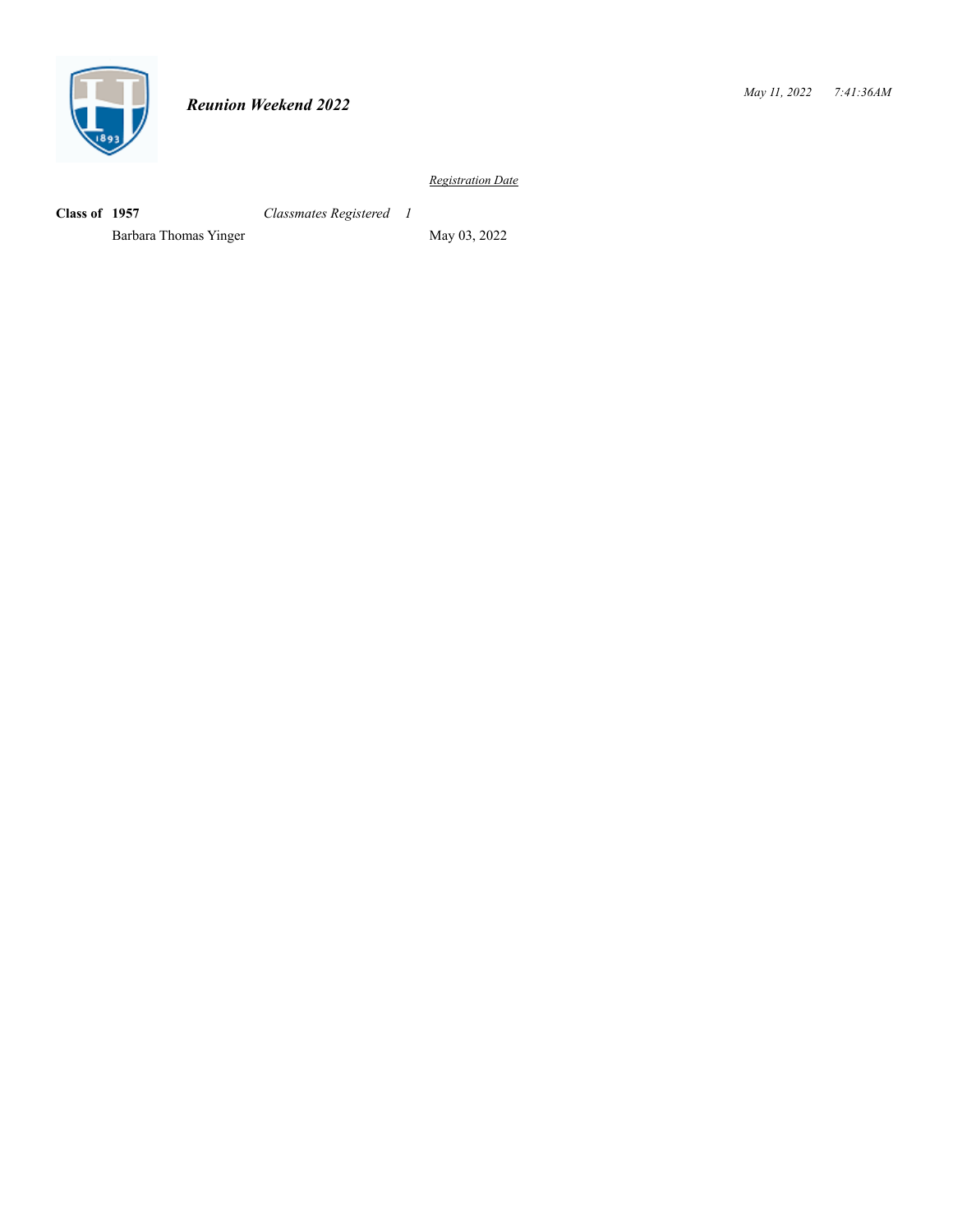# *Reunion Weekend 2022*

*May 11, 2022 7:41:36AM*

| | | *Registration Date* |
|---|---|---|
| **Class of 1957** | *Classmates Registered 1* | |
| Barbara Thomas Yinger | | May 03, 2022 |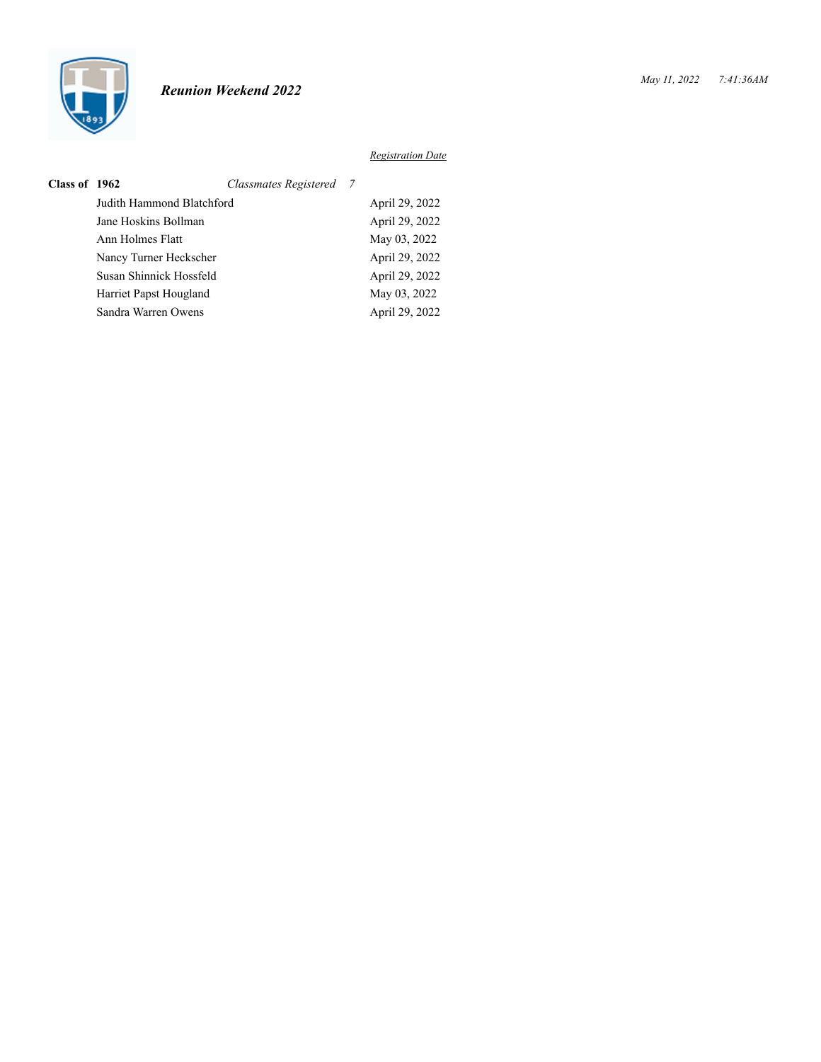*Reunion Weekend 2022*

| **Class of 1962** | *Classmates Registered 7* | *Registration Date* |
|---|---|---|
| | Judith Hammond Blatchford | April 29, 2022 |
| | Jane Hoskins Bollman | April 29, 2022 |
| | Ann Holmes Flatt | May 03, 2022 |
| | Nancy Turner Heckscher | April 29, 2022 |
| | Susan Shinnick Hossfeld | April 29, 2022 |
| | Harriet Papst Hougland | May 03, 2022 |
| | Sandra Warren Owens | April 29, 2022 |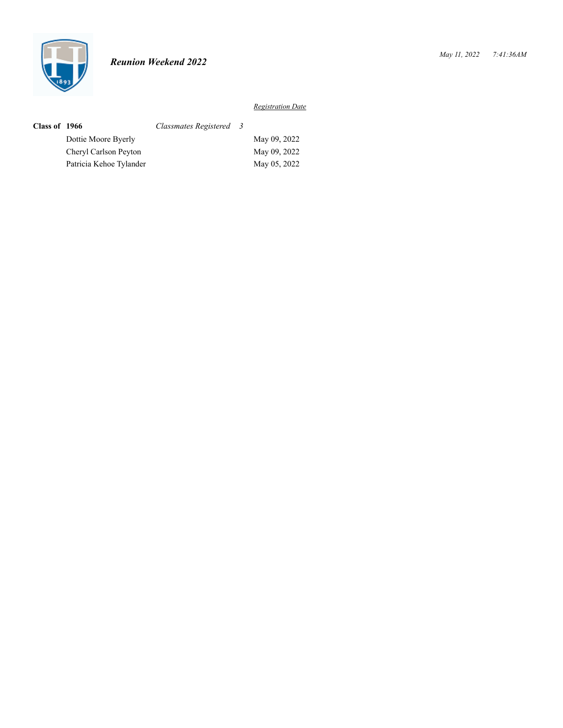*Reunion Weekend 2022*

| | | *Registration Date* |
|---|---|---|
| **Class of 1966** | *Classmates Registered 3* | |
| | Dottie Moore Byerly | May 09, 2022 |
| | Cheryl Carlson Peyton | May 09, 2022 |
| | Patricia Kehoe Tylander | May 05, 2022 |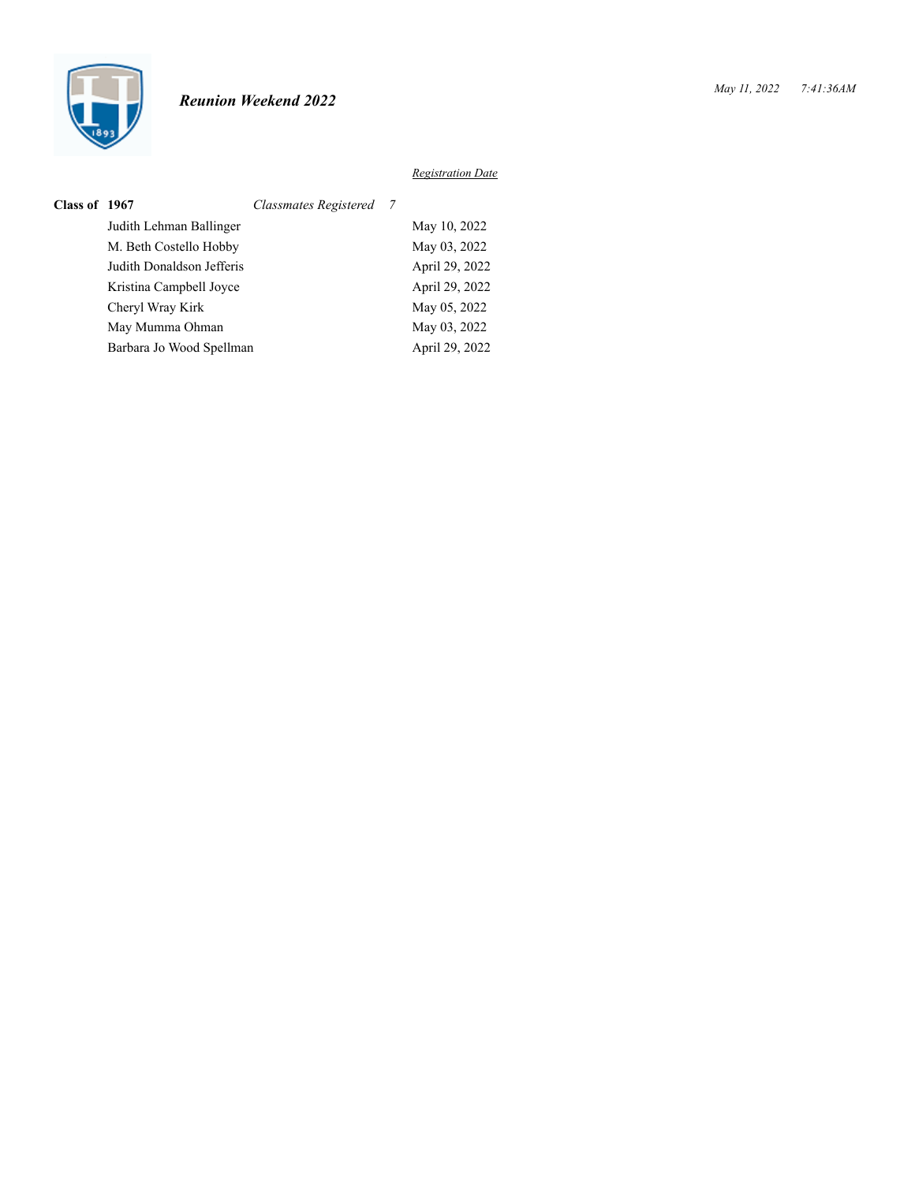*Reunion Weekend 2022*

*May 11, 2022 7:41:36AM*

| **Class of 1967** | *Classmates Registered 7* | *Registration Date* |
|---|---|---|
| | Judith Lehman Ballinger | May 10, 2022 |
| | M. Beth Costello Hobby | May 03, 2022 |
| | Judith Donaldson Jefferis | April 29, 2022 |
| | Kristina Campbell Joyce | April 29, 2022 |
| | Cheryl Wray Kirk | May 05, 2022 |
| | May Mumma Ohman | May 03, 2022 |
| | Barbara Jo Wood Spellman | April 29, 2022 |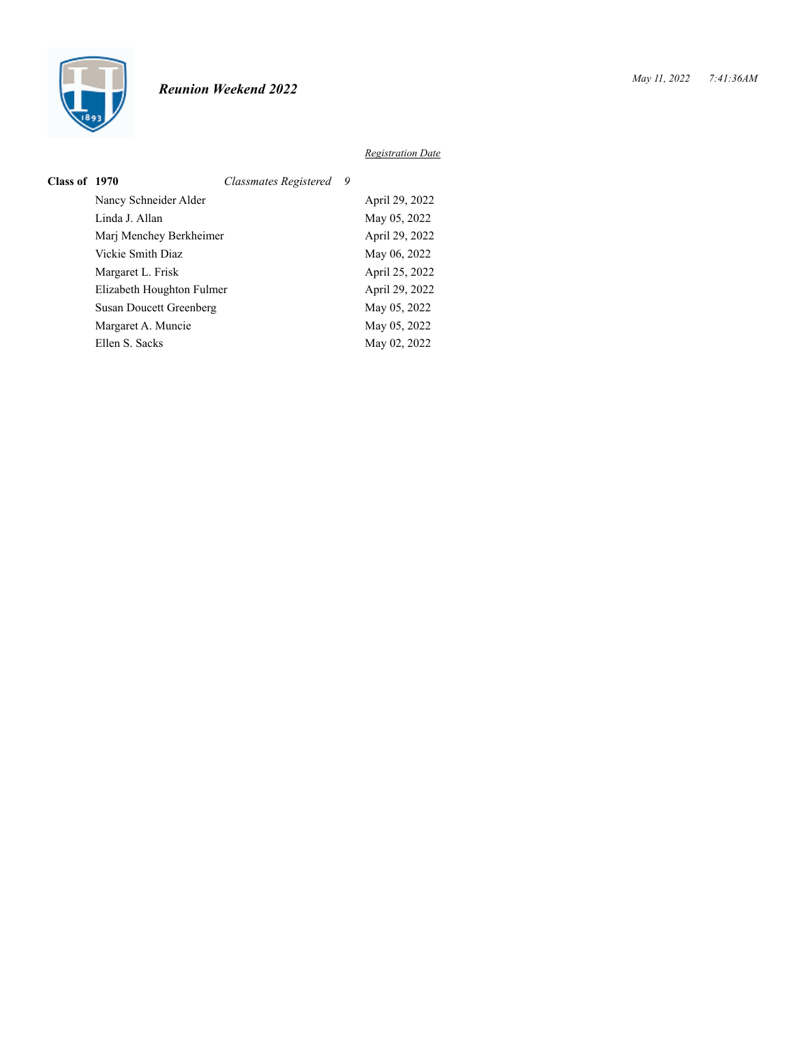*Reunion Weekend 2022*

*May 11, 2022 7:41:36AM*

| **Class of 1970** | *Classmates Registered 9* | *Registration Date* |
|---|---|---|
| | Nancy Schneider Alder | April 29, 2022 |
| | Linda J. Allan | May 05, 2022 |
| | Marj Menchey Berkheimer | April 29, 2022 |
| | Vickie Smith Diaz | May 06, 2022 |
| | Margaret L. Frisk | April 25, 2022 |
| | Elizabeth Houghton Fulmer | April 29, 2022 |
| | Susan Doucett Greenberg | May 05, 2022 |
| | Margaret A. Muncie | May 05, 2022 |
| | Ellen S. Sacks | May 02, 2022 |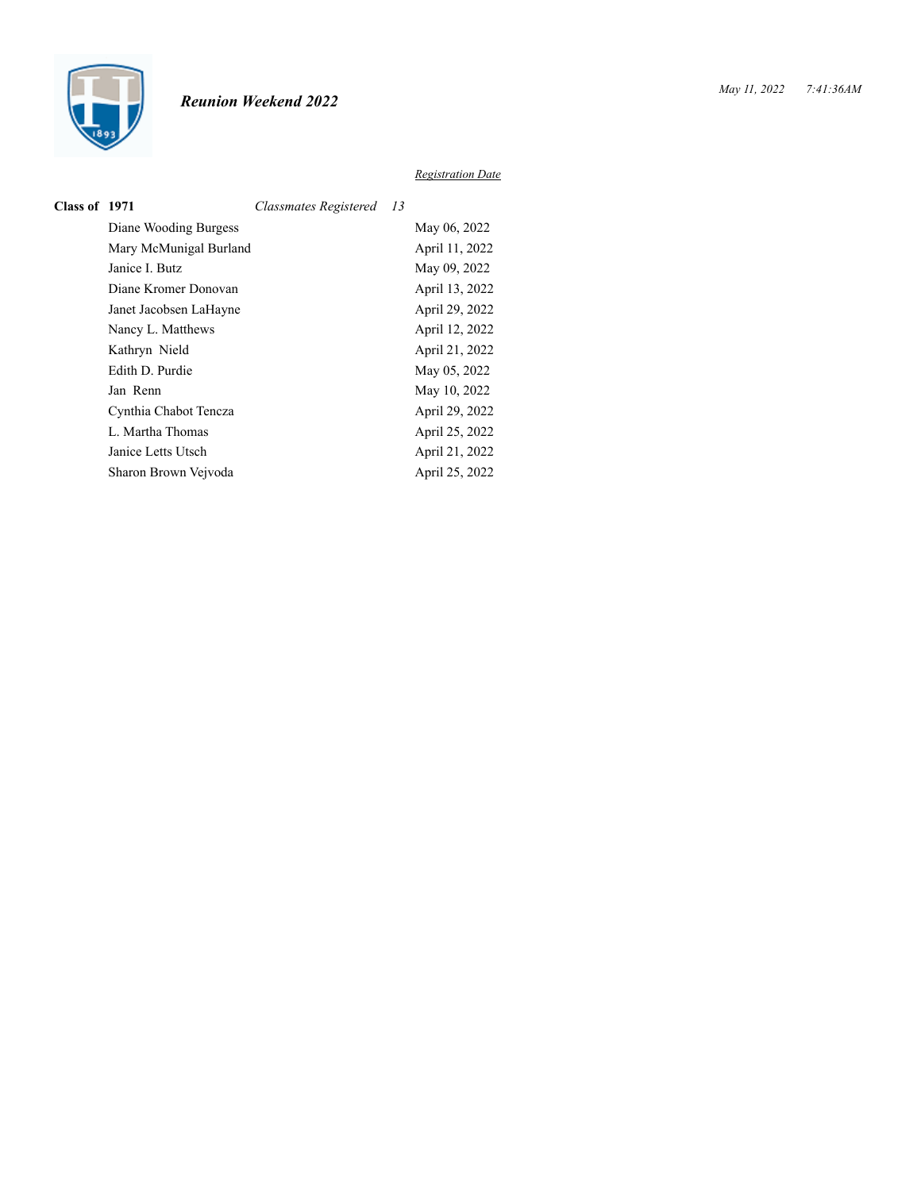## Reunion Weekend 2022

May 11, 2022    7:41:36AM

| Class of 1971 | Classmates Registered 13 | Registration Date |
|---|---|---|
| | Diane Wooding Burgess | May 06, 2022 |
| | Mary McMunigal Burland | April 11, 2022 |
| | Janice I. Butz | May 09, 2022 |
| | Diane Kromer Donovan | April 13, 2022 |
| | Janet Jacobsen LaHayne | April 29, 2022 |
| | Nancy L. Matthews | April 12, 2022 |
| | Kathryn Nield | April 21, 2022 |
| | Edith D. Purdie | May 05, 2022 |
| | Jan Renn | May 10, 2022 |
| | Cynthia Chabot Tencza | April 29, 2022 |
| | L. Martha Thomas | April 25, 2022 |
| | Janice Letts Utsch | April 21, 2022 |
| | Sharon Brown Vejvoda | April 25, 2022 |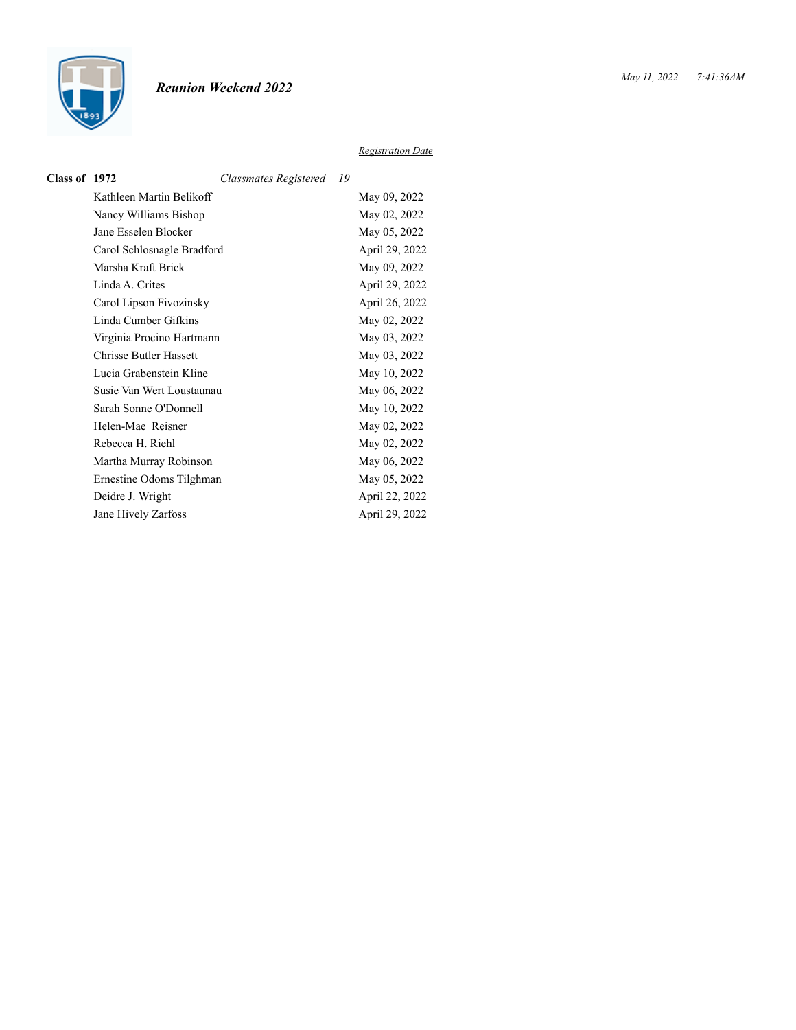*Reunion Weekend 2022*

*May 11, 2022 7:41:36AM*

| Class of 1972 | *Classmates Registered 19* | *Registration Date* |
|---|---|---|
| | Kathleen Martin Belikoff | May 09, 2022 |
| | Nancy Williams Bishop | May 02, 2022 |
| | Jane Esselen Blocker | May 05, 2022 |
| | Carol Schlosnagle Bradford | April 29, 2022 |
| | Marsha Kraft Brick | May 09, 2022 |
| | Linda A. Crites | April 29, 2022 |
| | Carol Lipson Fivozinsky | April 26, 2022 |
| | Linda Cumber Gifkins | May 02, 2022 |
| | Virginia Procino Hartmann | May 03, 2022 |
| | Chrisse Butler Hassett | May 03, 2022 |
| | Lucia Grabenstein Kline | May 10, 2022 |
| | Susie Van Wert Loustaunau | May 06, 2022 |
| | Sarah Sonne O'Donnell | May 10, 2022 |
| | Helen-Mae Reisner | May 02, 2022 |
| | Rebecca H. Riehl | May 02, 2022 |
| | Martha Murray Robinson | May 06, 2022 |
| | Ernestine Odoms Tilghman | May 05, 2022 |
| | Deidre J. Wright | April 22, 2022 |
| | Jane Hively Zarfoss | April 29, 2022 |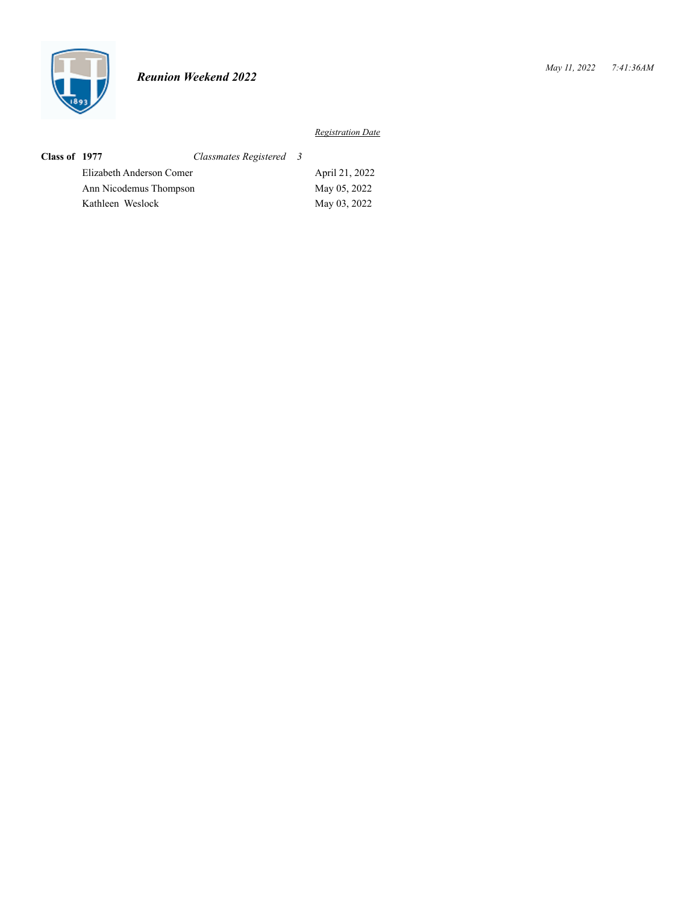*Reunion Weekend 2022*

*May 11, 2022 7:41:36AM*

| **Class of 1977** | *Classmates Registered 3* | *Registration Date* |
|---|---|---|
| | Elizabeth Anderson Comer | April 21, 2022 |
| | Ann Nicodemus Thompson | May 05, 2022 |
| | Kathleen Weslock | May 03, 2022 |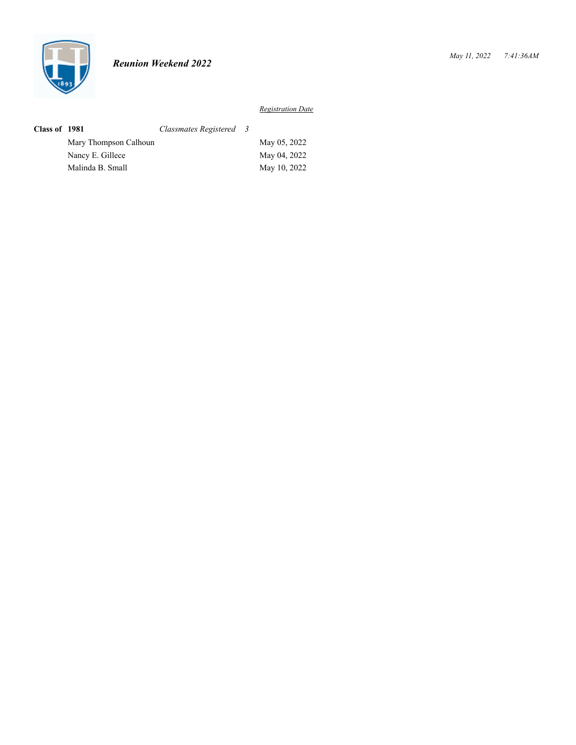*Reunion Weekend 2022*

*May 11, 2022 7:41:36AM*

| **Class of 1981** | *Classmates Registered 3* | *Registration Date* |
|---|---|---|
| | Mary Thompson Calhoun | May 05, 2022 |
| | Nancy E. Gillece | May 04, 2022 |
| | Malinda B. Small | May 10, 2022 |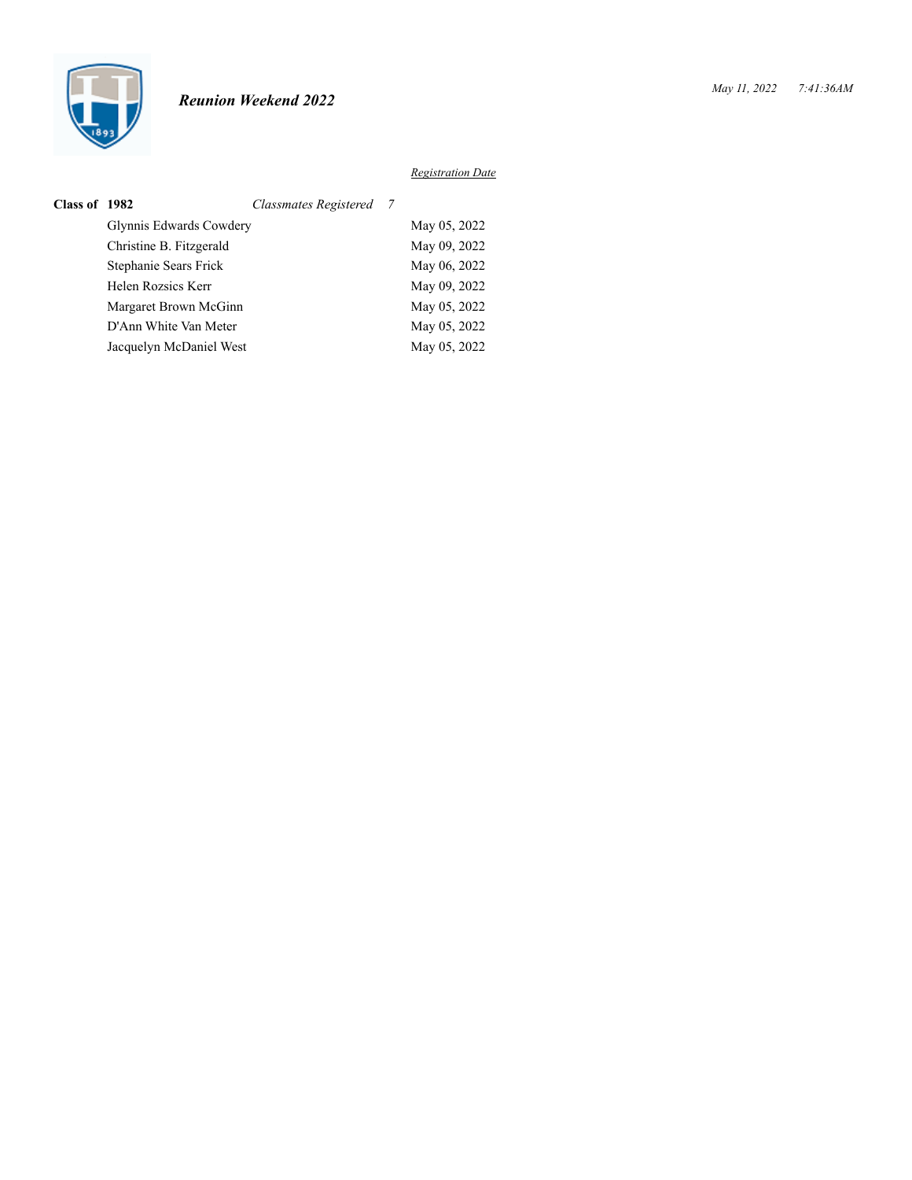*Reunion Weekend 2022*

*Registration Date*

**Class of 1982** *Classmates Registered 7*

| Name | Registration Date |
|---|---|
| Glynnis Edwards Cowdery | May 05, 2022 |
| Christine B. Fitzgerald | May 09, 2022 |
| Stephanie Sears Frick | May 06, 2022 |
| Helen Rozsics Kerr | May 09, 2022 |
| Margaret Brown McGinn | May 05, 2022 |
| D'Ann White Van Meter | May 05, 2022 |
| Jacquelyn McDaniel West | May 05, 2022 |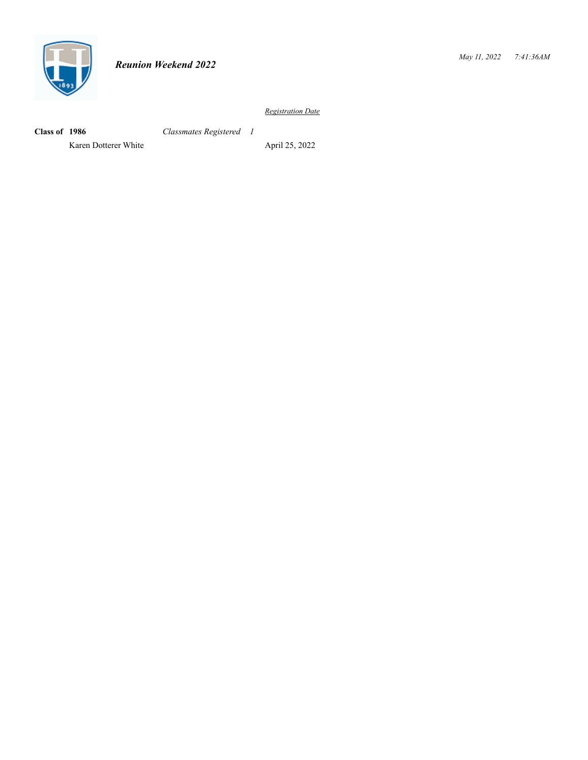*Reunion Weekend 2022*

*May 11, 2022 7:41:36AM*

| | | *Registration Date* |
|---|---|---|
| **Class of 1986** | *Classmates Registered 1* | |
| Karen Dotterer White | | April 25, 2022 |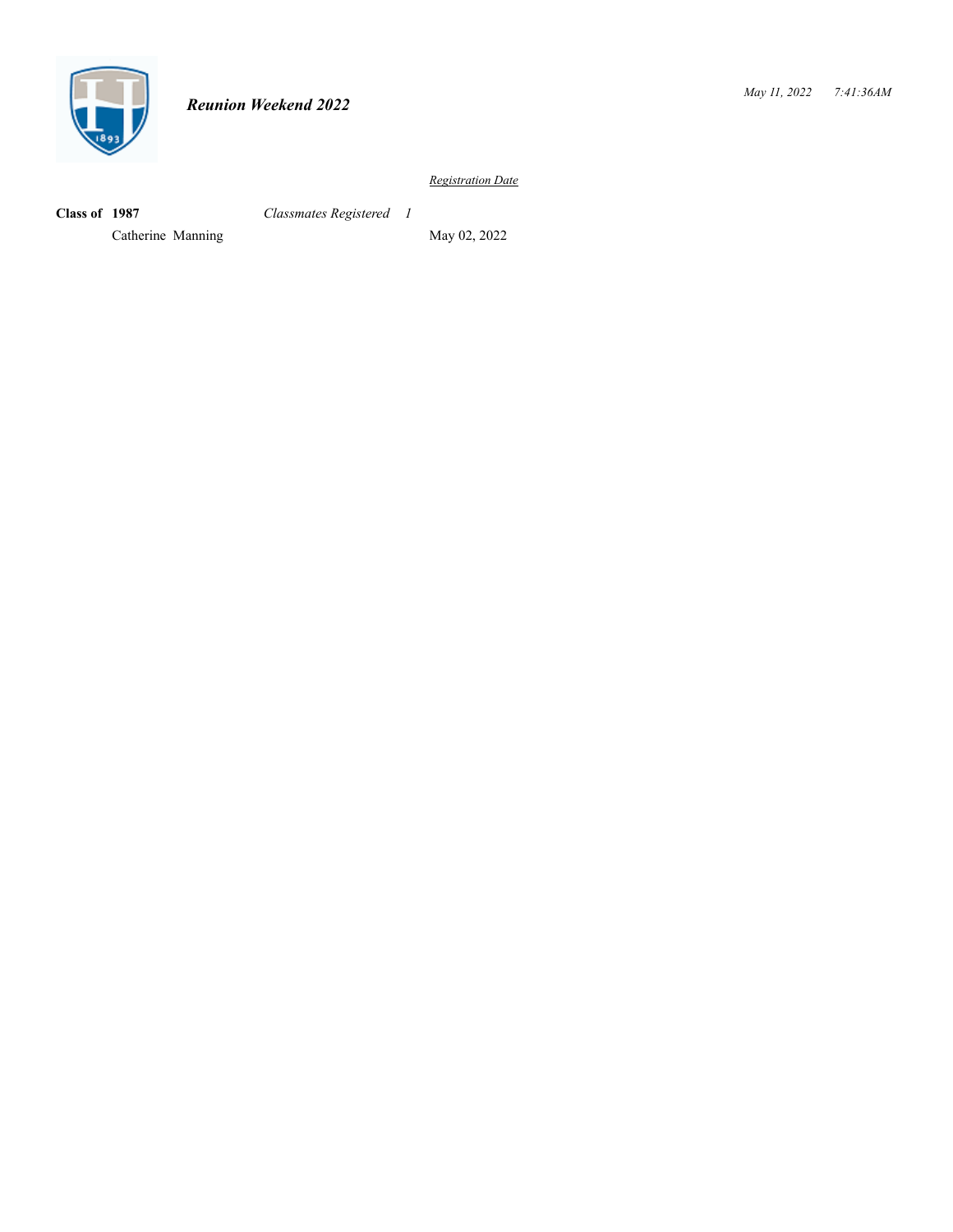*Reunion Weekend 2022*

| | | *Registration Date* |
|---|---|---|
| **Class of 1987** | *Classmates Registered 1* | |
| Catherine Manning | | May 02, 2022 |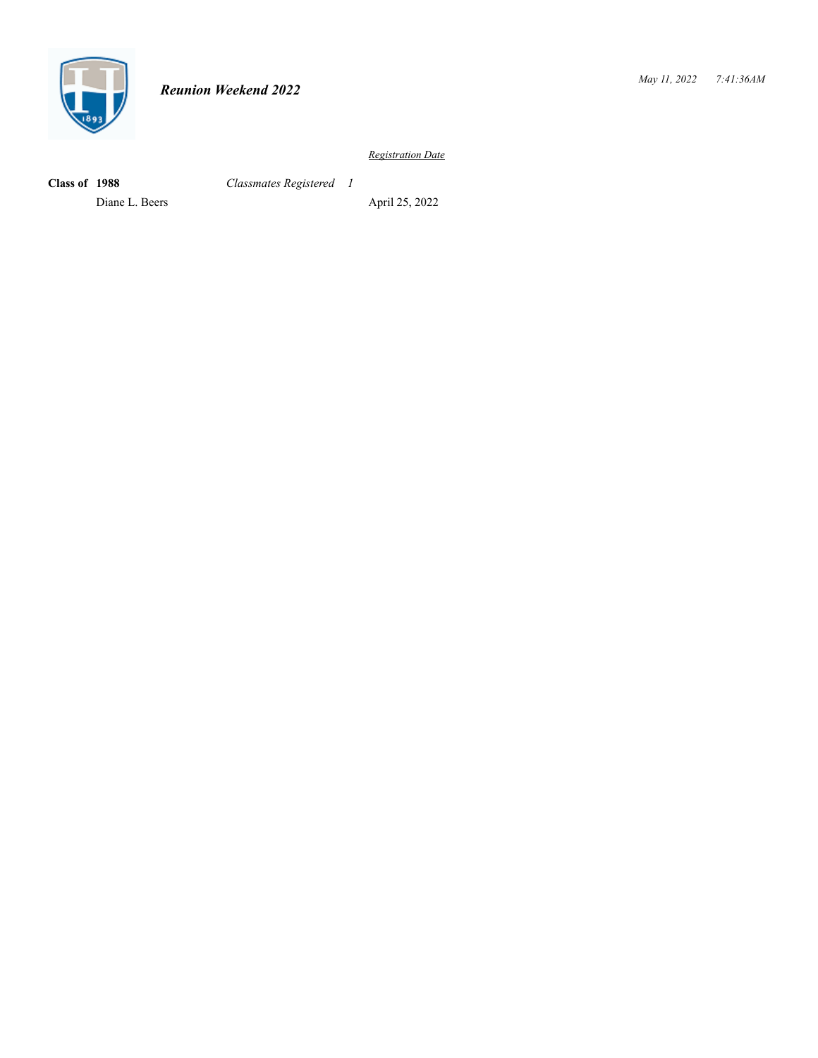*Reunion Weekend 2022*

*Registration Date*

| **Class of 1988** | *Classmates Registered 1* | |
|---|---|---|
| Diane L. Beers | | April 25, 2022 |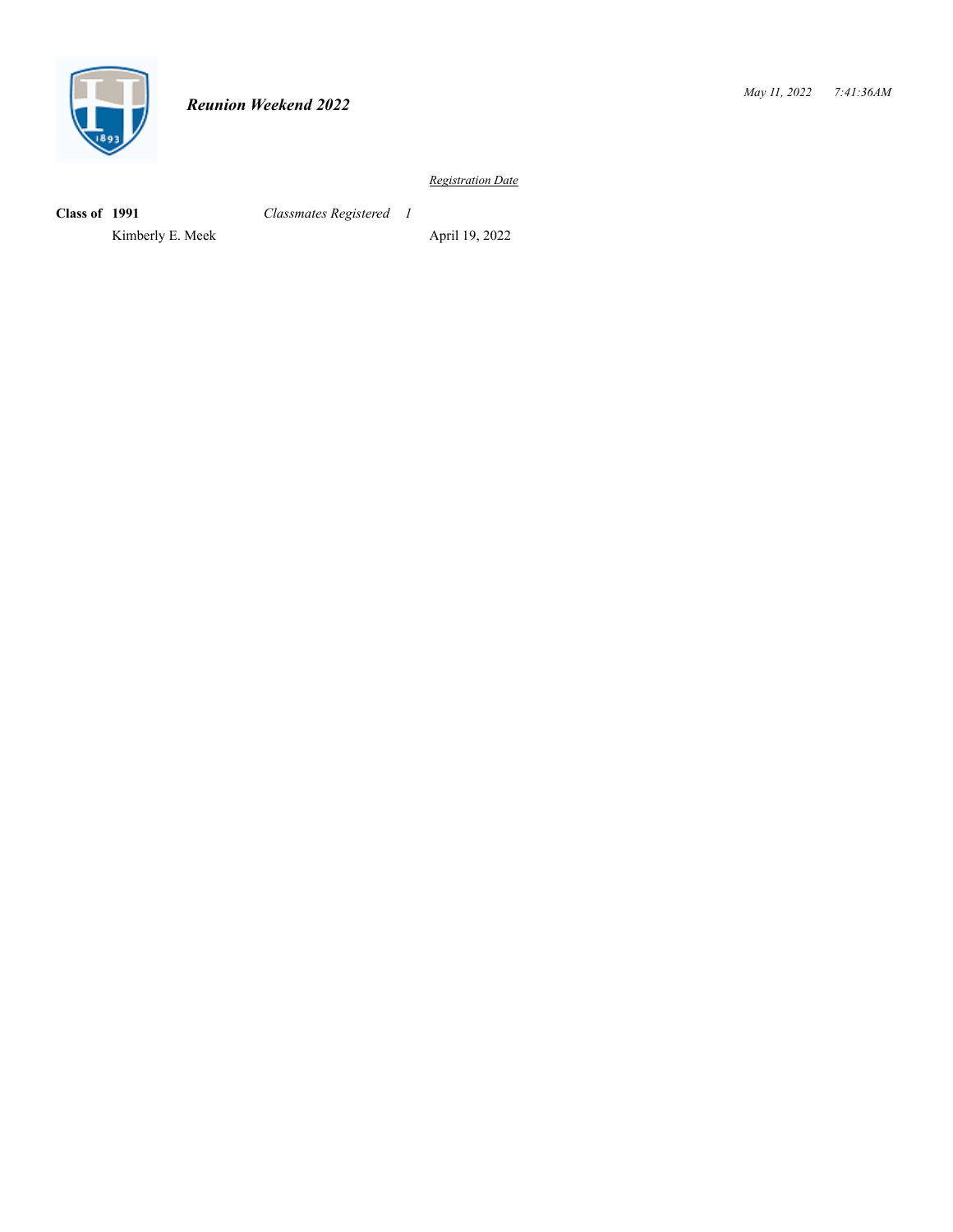*Reunion Weekend 2022*

*May 11, 2022 7:41:36AM*

| | | *Registration Date* |
|---|---|---|
| **Class of 1991** | *Classmates Registered 1* | |
| Kimberly E. Meek | | April 19, 2022 |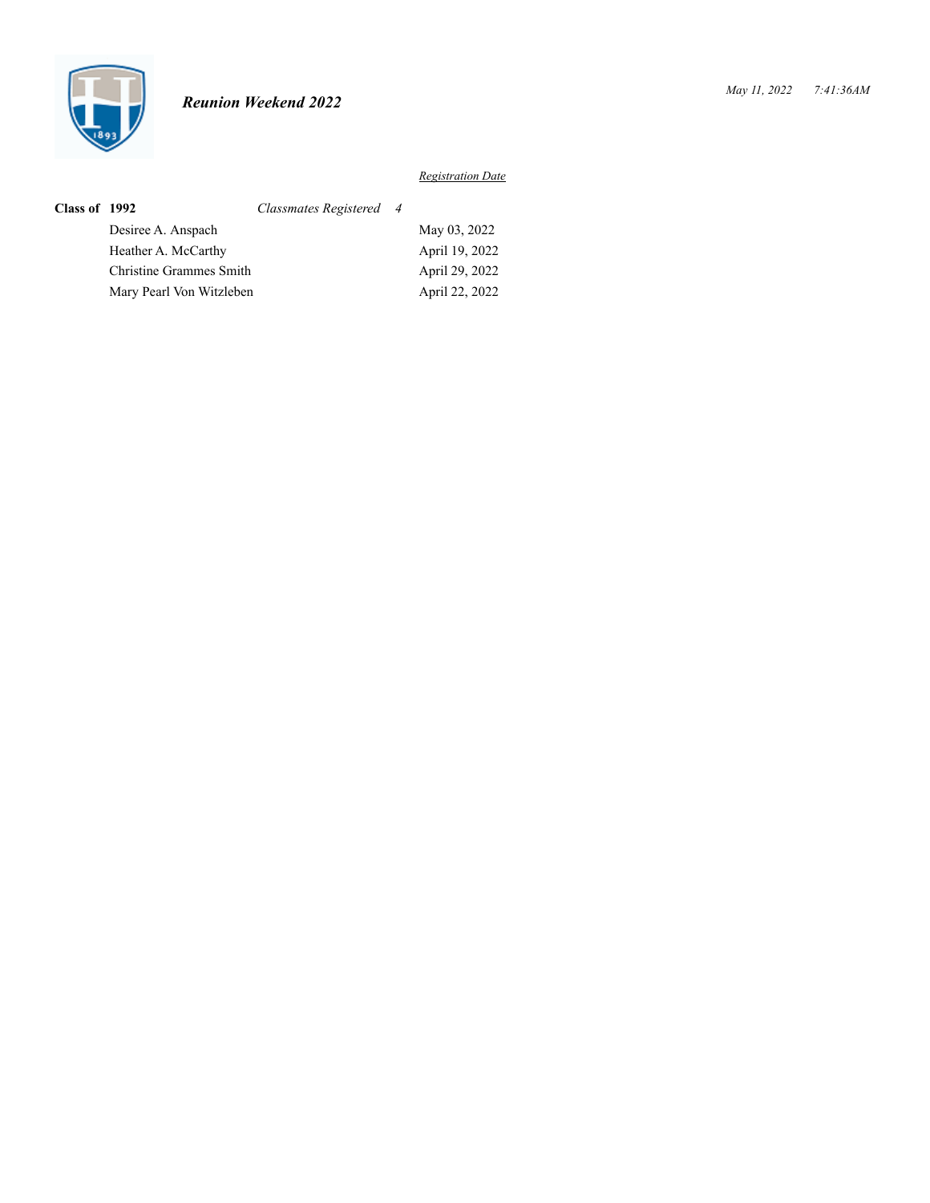*Reunion Weekend 2022*

*May 11, 2022 7:41:36AM*

| **Class of 1992** | *Classmates Registered 4* | *Registration Date* |
|---|---|---|
| | Desiree A. Anspach | May 03, 2022 |
| | Heather A. McCarthy | April 19, 2022 |
| | Christine Grammes Smith | April 29, 2022 |
| | Mary Pearl Von Witzleben | April 22, 2022 |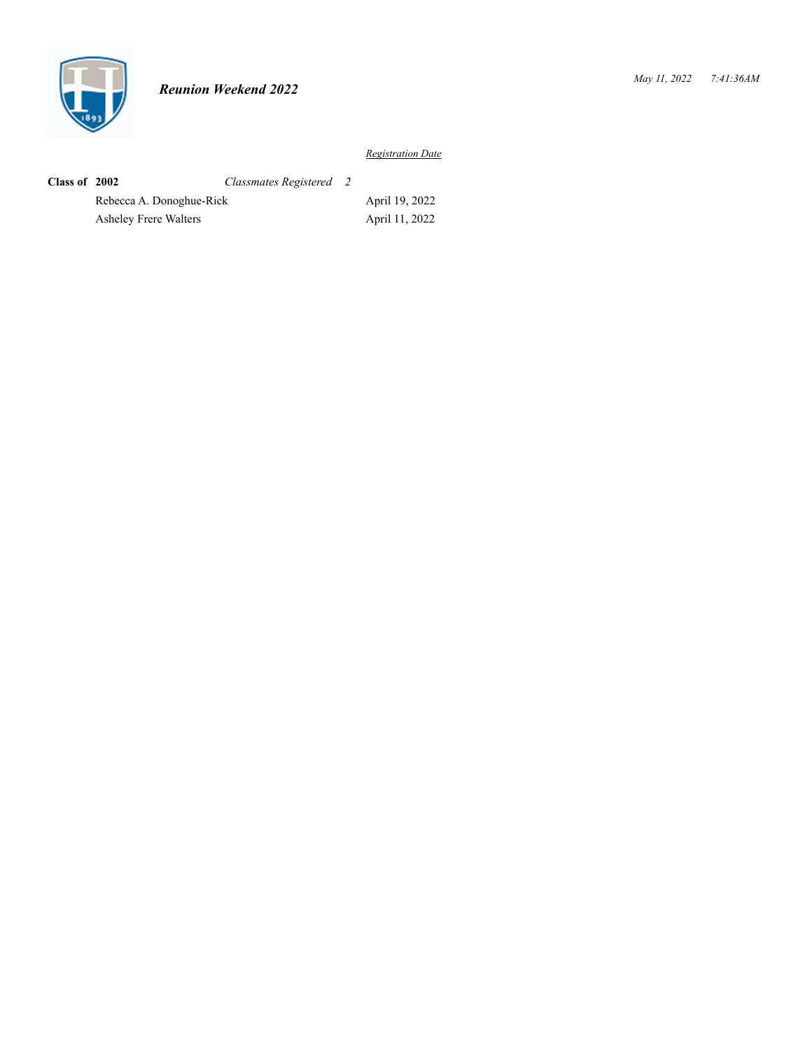*Reunion Weekend 2022*

*May 11, 2022 7:41:36AM*

| **Class of 2002** | *Classmates Registered 2* | *Registration Date* |
|---|---|---|
| | Rebecca A. Donoghue-Rick | April 19, 2022 |
| | Asheley Frere Walters | April 11, 2022 |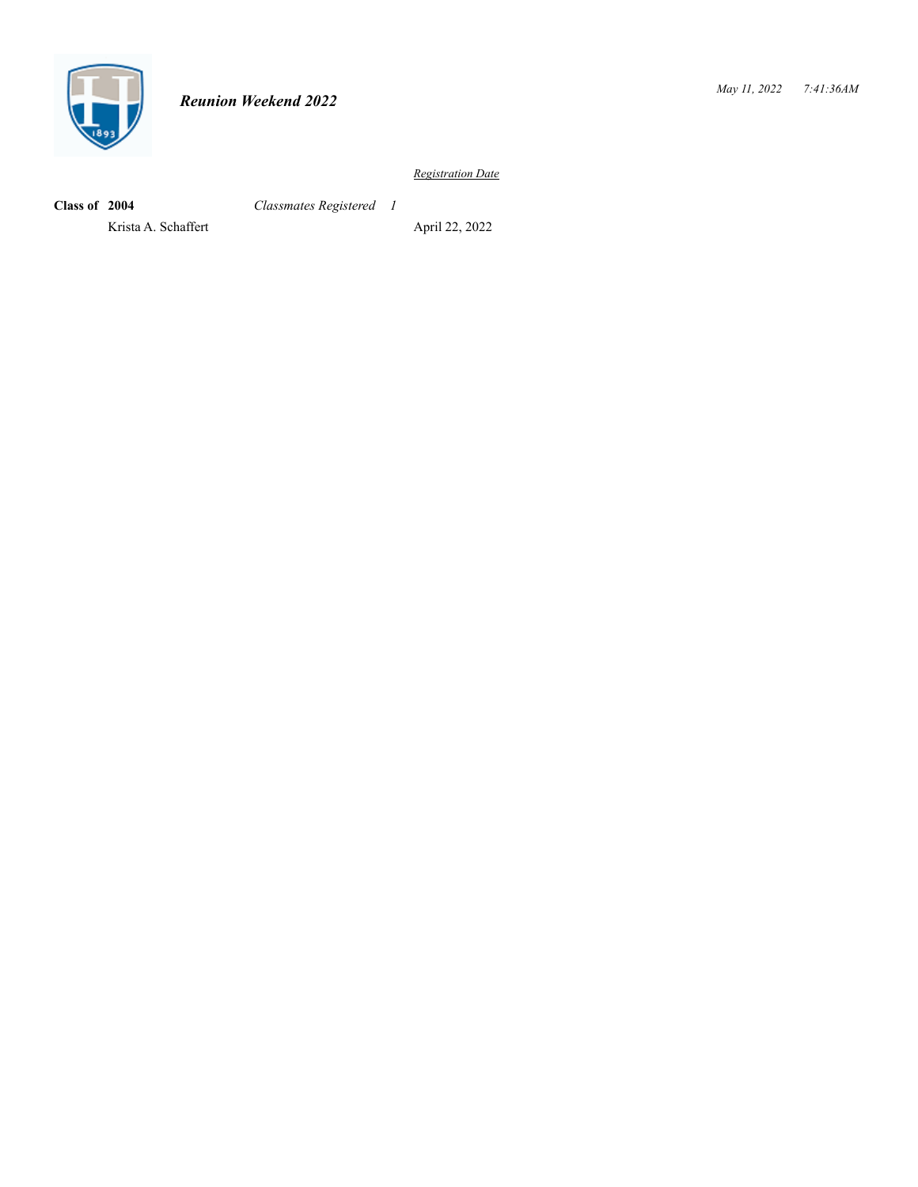***Reunion Weekend 2022***

*May 11, 2022 7:41:36AM*

| **Class of 2004** | *Classmates Registered 1* | *Registration Date* |
|---|---|---|
| Krista A. Schaffert | | April 22, 2022 |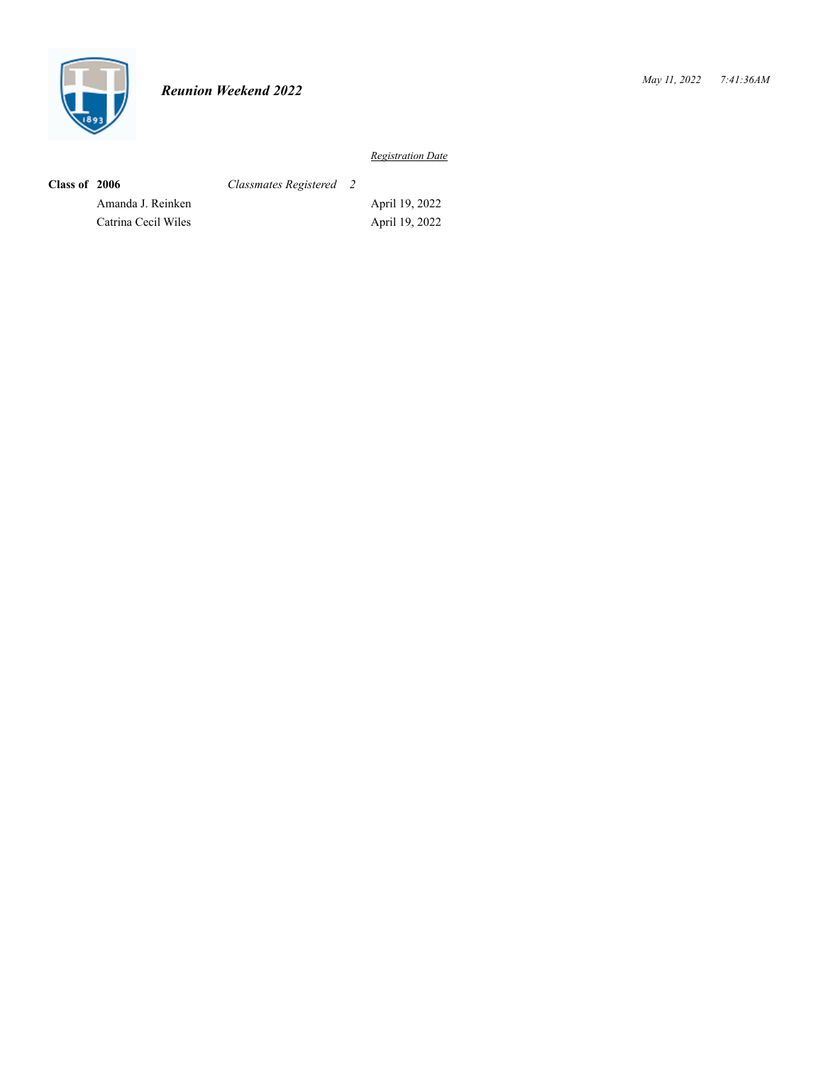*Reunion Weekend 2022*

*May 11, 2022 7:41:36AM*

| | | *Registration Date* |
|---|---|---|
| **Class of 2006** | *Classmates Registered 2* | |
| | Amanda J. Reinken | April 19, 2022 |
| | Catrina Cecil Wiles | April 19, 2022 |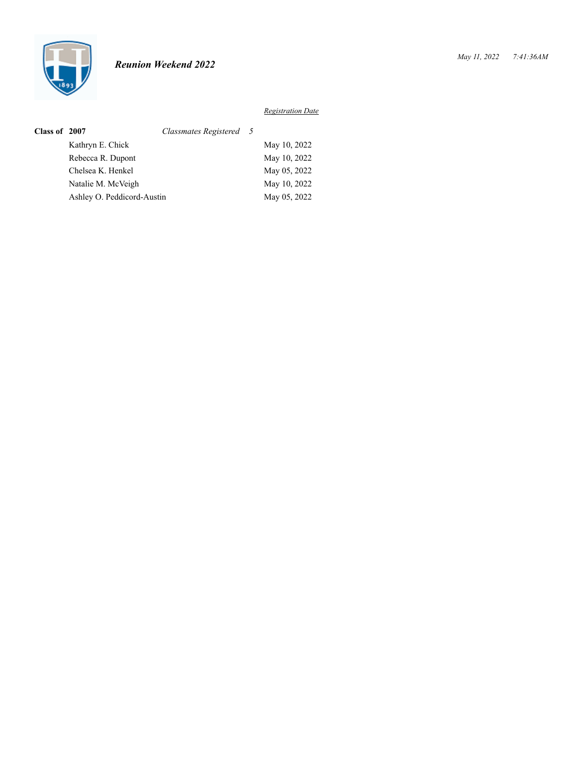*Reunion Weekend 2022*

*May 11, 2022 7:41:36AM*

| **Class of 2007** | *Classmates Registered 5* | *Registration Date* |
|---|---|---|
| | Kathryn E. Chick | May 10, 2022 |
| | Rebecca R. Dupont | May 10, 2022 |
| | Chelsea K. Henkel | May 05, 2022 |
| | Natalie M. McVeigh | May 10, 2022 |
| | Ashley O. Peddicord-Austin | May 05, 2022 |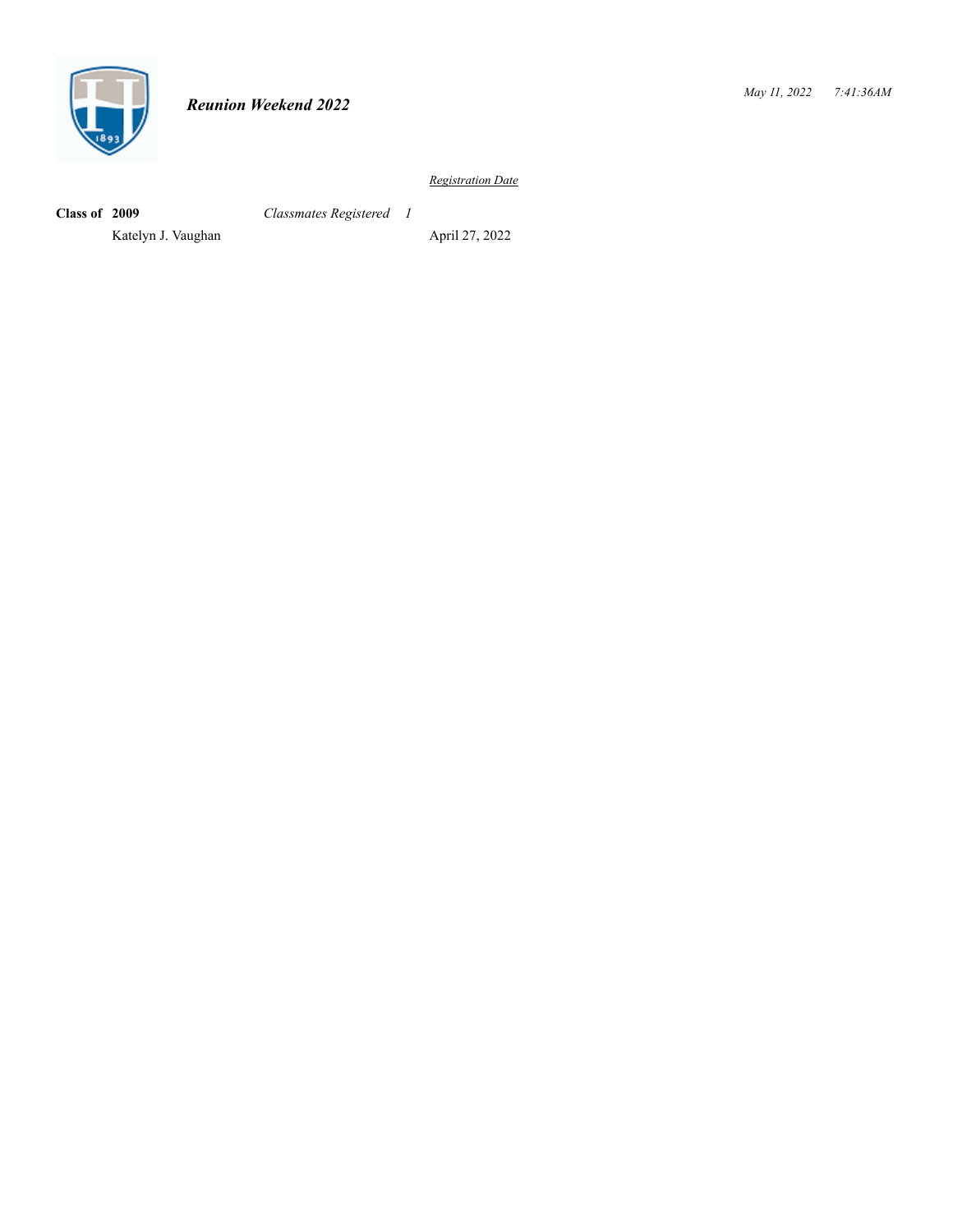***Reunion Weekend 2022***

*May 11, 2022 7:41:36AM*

| **Class of 2009** | *Classmates Registered 1* | *Registration Date* |
|---|---|---|
| Katelyn J. Vaughan | | April 27, 2022 |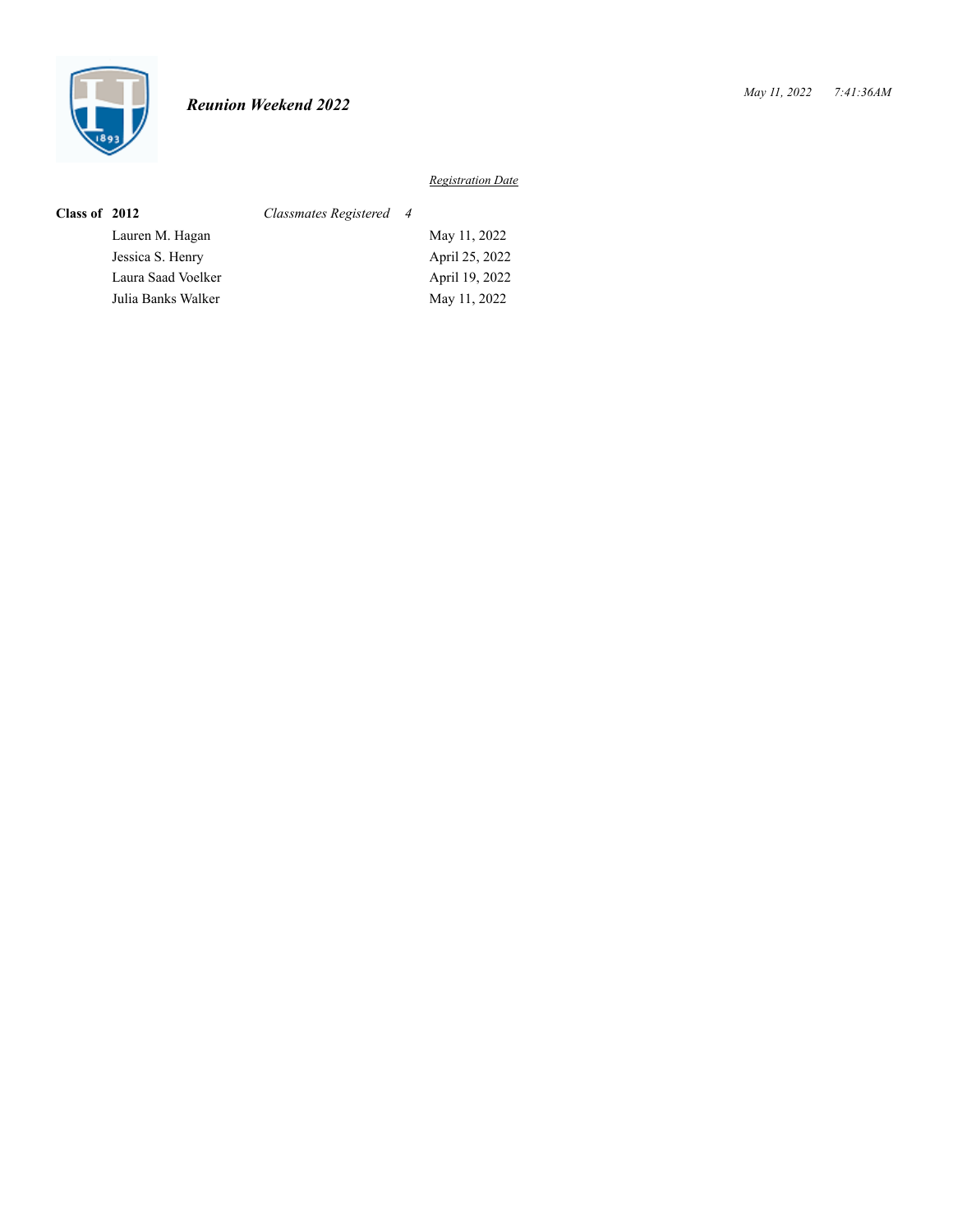*Reunion Weekend 2022*

*May 11, 2022 7:41:36AM*

| | | *Registration Date* |
|---|---|---|
| **Class of 2012** | *Classmates Registered 4* | |
| | Lauren M. Hagan | May 11, 2022 |
| | Jessica S. Henry | April 25, 2022 |
| | Laura Saad Voelker | April 19, 2022 |
| | Julia Banks Walker | May 11, 2022 |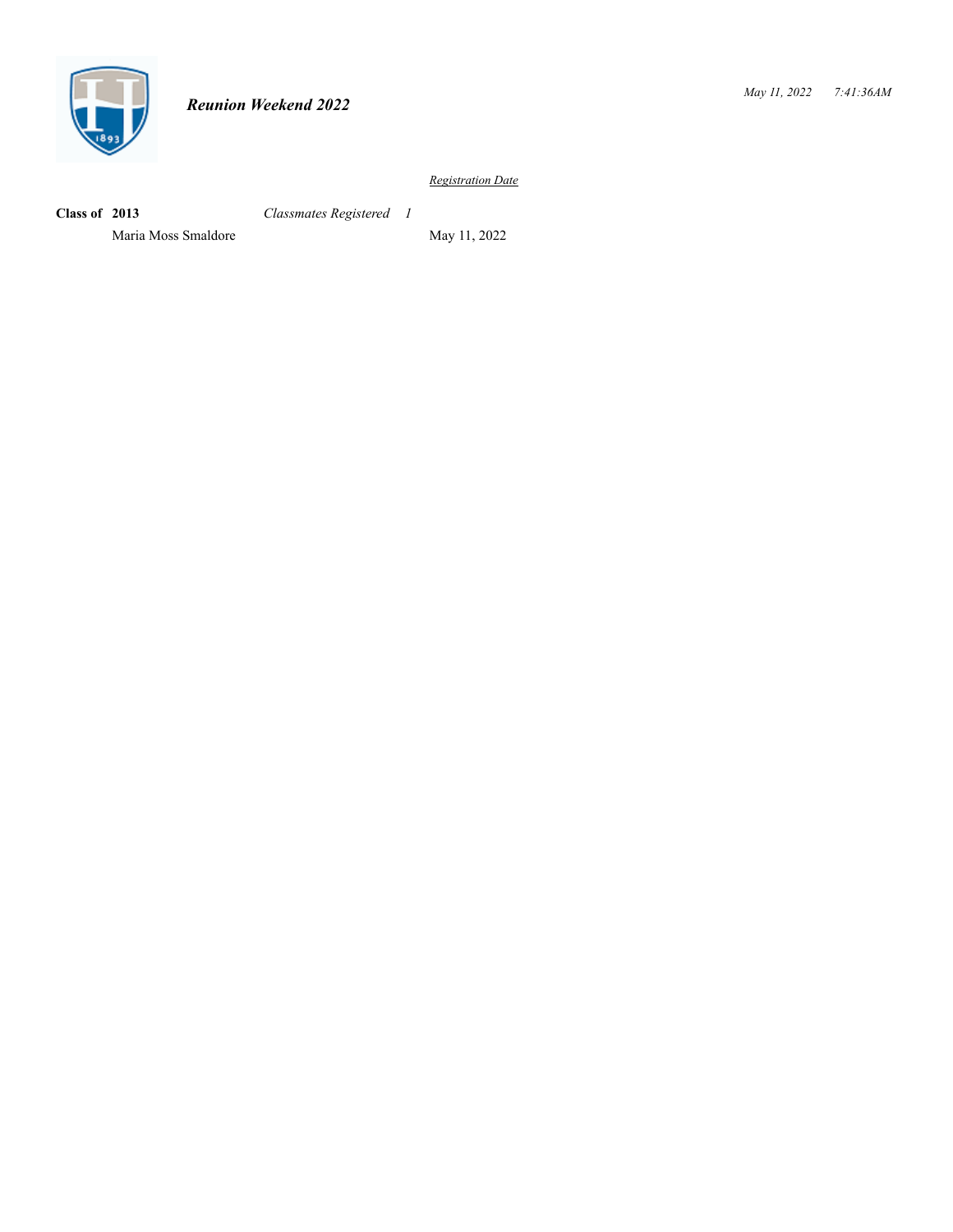*Reunion Weekend 2022*

*May 11, 2022 7:41:36AM*

| | | *Registration Date* |
|---|---|---|
| **Class of 2013** | *Classmates Registered 1* | |
| Maria Moss Smaldore | | May 11, 2022 |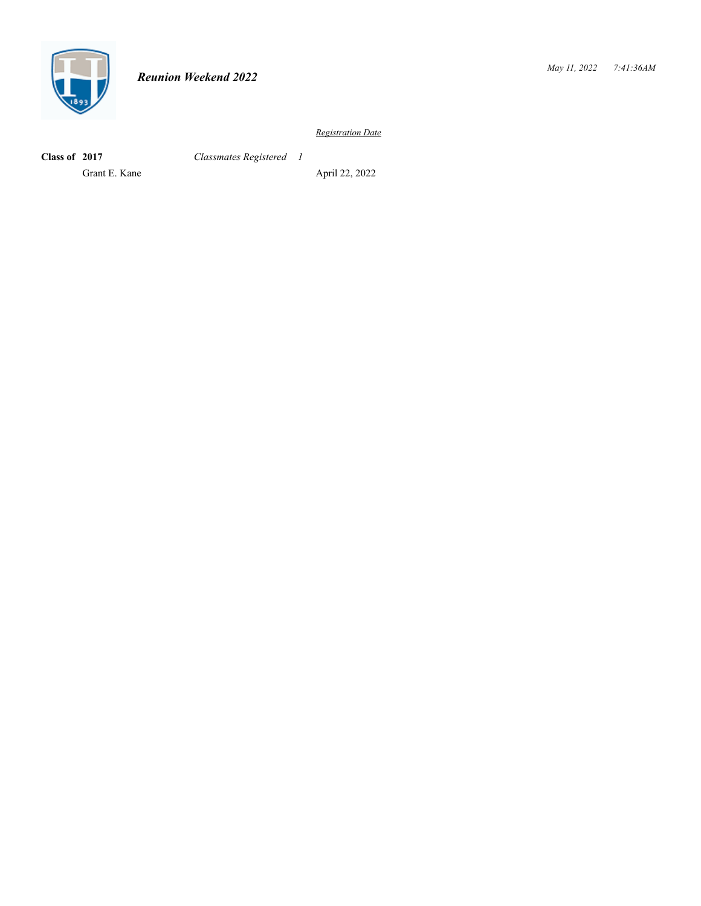*Reunion Weekend 2022*

*May 11, 2022 7:41:36AM*

| | | *Registration Date* |
|---|---|---|
| **Class of 2017** | *Classmates Registered 1* | |
| Grant E. Kane | | April 22, 2022 |